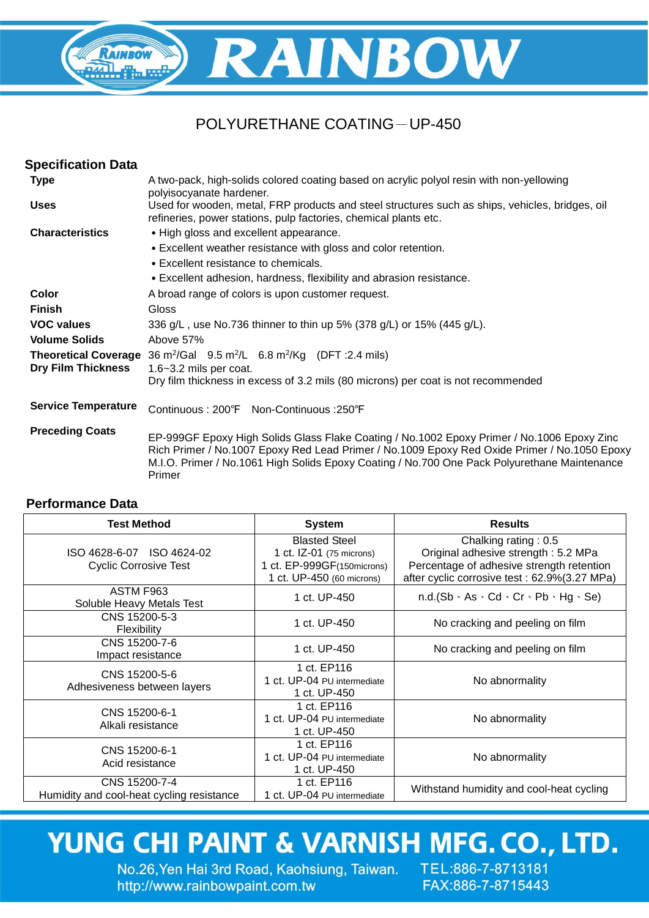# RAINBOW

## POLYURETHANE COATING－UP-450

### Specification Data

**Type** A two-pack, high-solids colored coating based on acrylic polyol resin with non-yellowing polyisocyanate hardener.

**Uses** Used for wooden, metal, FRP products and steel structures such as ships, vehicles, bridges, oil refineries, power stations, pulp factories, chemical plants etc.

**Characteristics**
- High gloss and excellent appearance.
- Excellent weather resistance with gloss and color retention.
- Excellent resistance to chemicals.
- Excellent adhesion, hardness, flexibility and abrasion resistance.

**Color** A broad range of colors is upon customer request.

**Finish** Gloss

**VOC values** 336 g/L , use No.736 thinner to thin up 5% (378 g/L) or 15% (445 g/L).

**Volume Solids** Above 57%

**Theoretical Coverage** 36 $m^2$/Gal 9.5 $m^2$/L 6.8 $m^2$/Kg (DFT :2.4 mils)

**Dry Film Thickness** 1.6~3.2 mils per coat.
Dry film thickness in excess of 3.2 mils (80 microns) per coat is not recommended

**Service Temperature** Continuous : 200℉ Non-Continuous :250℉

**Preceding Coats** EP-999GF Epoxy High Solids Glass Flake Coating / No.1002 Epoxy Primer / No.1006 Epoxy Zinc Rich Primer / No.1007 Epoxy Red Lead Primer / No.1009 Epoxy Red Oxide Primer / No.1050 Epoxy M.I.O. Primer / No.1061 High Solids Epoxy Coating / No.700 One Pack Polyurethane Maintenance Primer

### Performance Data

| Test Method | System | Results |
|---|---|---|
| ISO 4628-6-07 ISO 4624-02<br>Cyclic Corrosive Test | Blasted Steel<br>1 ct. IZ-01 (75 microns)<br>1 ct. EP-999GF(150microns)<br>1 ct. UP-450 (60 microns) | Chalking rating : 0.5<br>Original adhesive strength : 5.2 MPa<br>Percentage of adhesive strength retention after cyclic corrosive test : 62.9%(3.27 MPa) |
| ASTM F963<br>Soluble Heavy Metals Test | 1 ct. UP-450 | n.d.(Sb、As、Cd、Cr、Pb、Hg、Se) |
| CNS 15200-5-3<br>Flexibility | 1 ct. UP-450 | No cracking and peeling on film |
| CNS 15200-7-6<br>Impact resistance | 1 ct. UP-450 | No cracking and peeling on film |
| CNS 15200-5-6<br>Adhesiveness between layers | 1 ct. EP116<br>1 ct. UP-04 PU intermediate<br>1 ct. UP-450 | No abnormality |
| CNS 15200-6-1<br>Alkali resistance | 1 ct. EP116<br>1 ct. UP-04 PU intermediate<br>1 ct. UP-450 | No abnormality |
| CNS 15200-6-1<br>Acid resistance | 1 ct. EP116<br>1 ct. UP-04 PU intermediate<br>1 ct. UP-450 | No abnormality |
| CNS 15200-7-4<br>Humidity and cool-heat cycling resistance | 1 ct. EP116<br>1 ct. UP-04 PU intermediate | Withstand humidity and cool-heat cycling |

**YUNG CHI PAINT & VARNISH MFG. CO., LTD.**

No.26,Yen Hai 3rd Road, Kaohsiung, Taiwan. TEL:886-7-8713181
http://www.rainbowpaint.com.tw FAX:886-7-8715443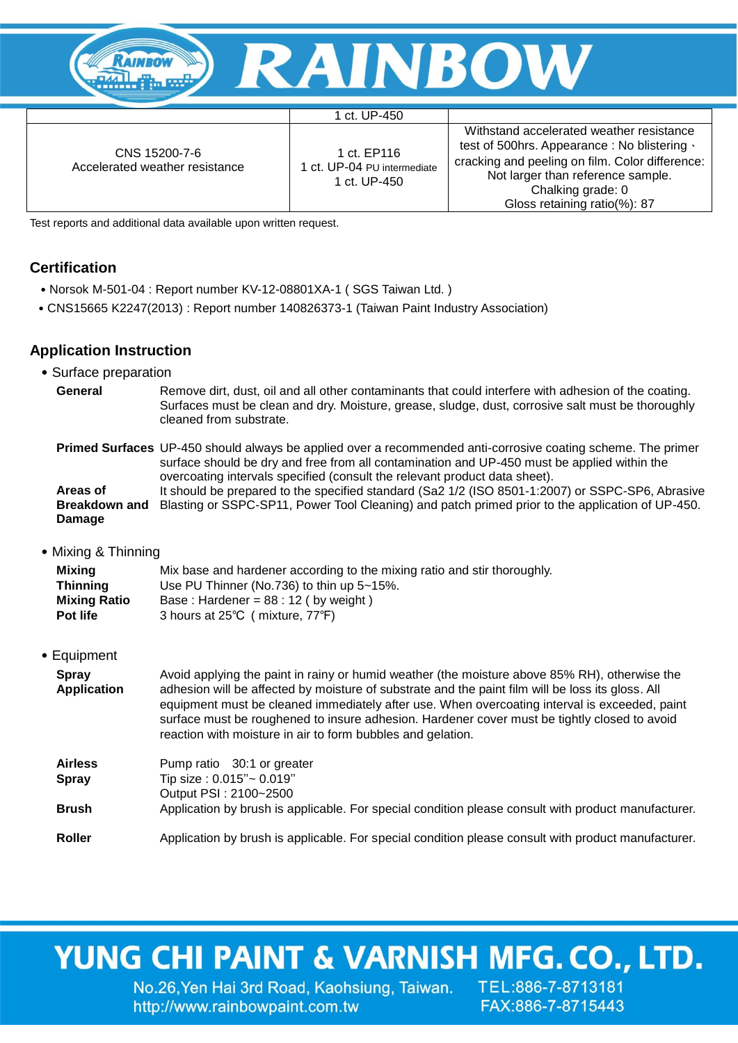| | | |
|---|---|---|
| | 1 ct. UP-450 | |
| CNS 15200-7-6<br>Accelerated weather resistance | 1 ct. EP116<br>1 ct. UP-04 PU intermediate<br>1 ct. UP-450 | Withstand accelerated weather resistance test of 500hrs. Appearance : No blistering、cracking and peeling on film. Color difference: Not larger than reference sample.<br>Chalking grade: 0<br>Gloss retaining ratio(%): 87 |

Test reports and additional data available upon written request.

## Certification

- Norsok M-501-04 : Report number KV-12-08801XA-1 ( SGS Taiwan Ltd. )
- CNS15665 K2247(2013) : Report number 140826373-1 (Taiwan Paint Industry Association)

## Application Instruction

- Surface preparation

**General** Remove dirt, dust, oil and all other contaminants that could interfere with adhesion of the coating. Surfaces must be clean and dry. Moisture, grease, sludge, dust, corrosive salt must be thoroughly cleaned from substrate.

**Primed Surfaces** UP-450 should always be applied over a recommended anti-corrosive coating scheme. The primer surface should be dry and free from all contamination and UP-450 must be applied within the overcoating intervals specified (consult the relevant product data sheet).

**Areas of Breakdown and Damage** It should be prepared to the specified standard (Sa2 1/2 (ISO 8501-1:2007) or SSPC-SP6, Abrasive Blasting or SSPC-SP11, Power Tool Cleaning) and patch primed prior to the application of UP-450.

- Mixing & Thinning

**Mixing** Mix base and hardener according to the mixing ratio and stir thoroughly.

**Thinning** Use PU Thinner (No.736) to thin up 5~15%.

**Mixing Ratio** Base : Hardener = 88 : 12 ( by weight )

**Pot life** 3 hours at 25℃ ( mixture, 77℉)

- Equipment

**Spray Application** Avoid applying the paint in rainy or humid weather (the moisture above 85% RH), otherwise the adhesion will be affected by moisture of substrate and the paint film will be loss its gloss. All equipment must be cleaned immediately after use. When overcoating interval is exceeded, paint surface must be roughened to insure adhesion. Hardener cover must be tightly closed to avoid reaction with moisture in air to form bubbles and gelation.

**Airless Spray** Pump ratio 30:1 or greater
Tip size : 0.015"~ 0.019"
Output PSI : 2100~2500

**Brush** Application by brush is applicable. For special condition please consult with product manufacturer.

**Roller** Application by brush is applicable. For special condition please consult with product manufacturer.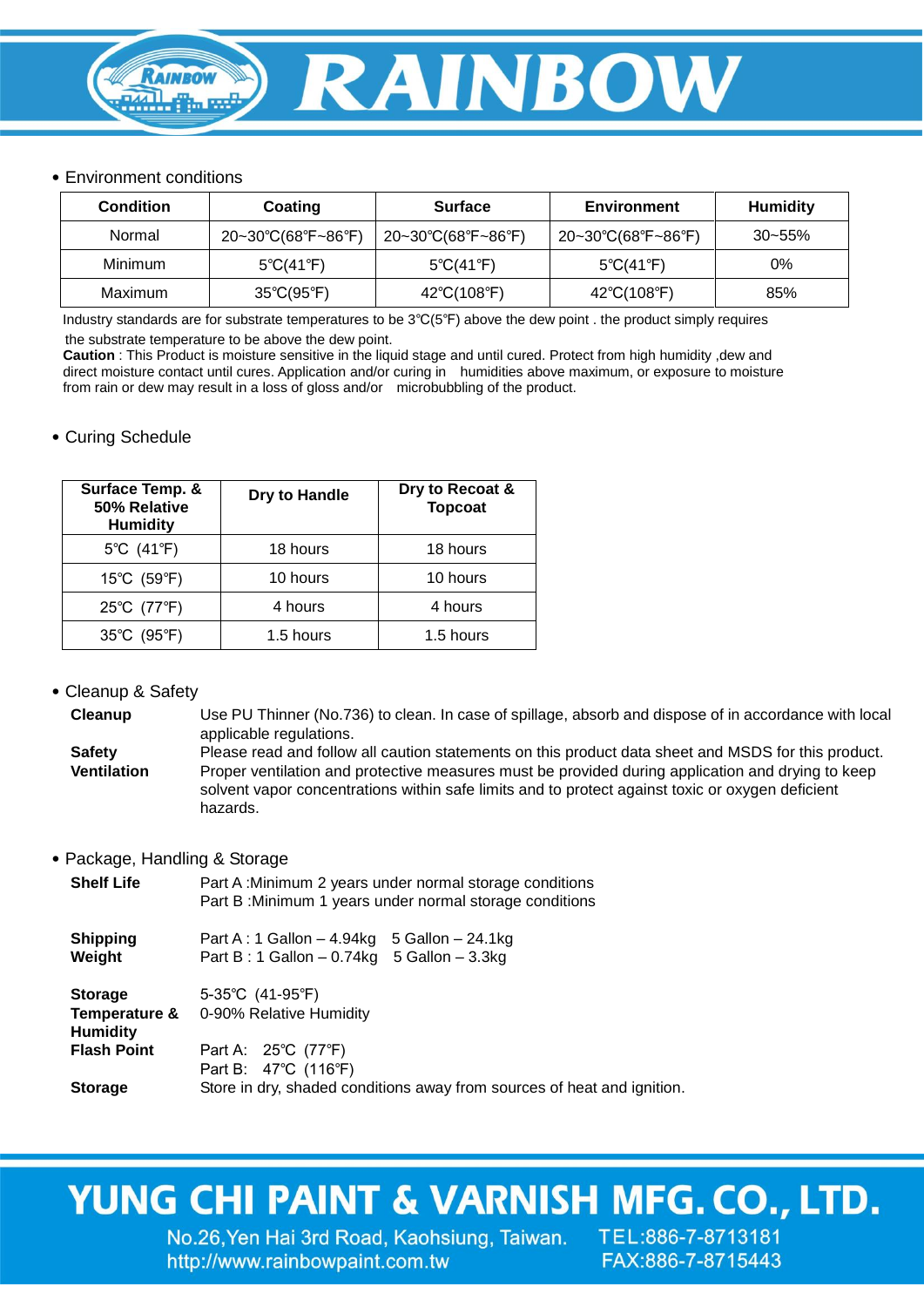- Environment conditions

| Condition | Coating | Surface | Environment | Humidity |
|---|---|---|---|---|
| Normal | 20~30℃(68℉~86℉) | 20~30℃(68℉~86℉) | 20~30℃(68℉~86℉) | 30~55% |
| Minimum | 5℃(41℉) | 5℃(41℉) | 5℃(41℉) | 0% |
| Maximum | 35℃(95℉) | 42℃(108℉) | 42℃(108℉) | 85% |

Industry standards are for substrate temperatures to be 3℃(5℉) above the dew point . the product simply requires the substrate temperature to be above the dew point.

**Caution** : This Product is moisture sensitive in the liquid stage and until cured. Protect from high humidity ,dew and direct moisture contact until cures. Application and/or curing in humidities above maximum, or exposure to moisture from rain or dew may result in a loss of gloss and/or microbubbling of the product.

- Curing Schedule

| Surface Temp. & 50% Relative Humidity | Dry to Handle | Dry to Recoat & Topcoat |
|---|---|---|
| 5℃ (41℉) | 18 hours | 18 hours |
| 15℃ (59℉) | 10 hours | 10 hours |
| 25℃ (77℉) | 4 hours | 4 hours |
| 35℃ (95℉) | 1.5 hours | 1.5 hours |

- Cleanup & Safety

**Cleanup** Use PU Thinner (No.736) to clean. In case of spillage, absorb and dispose of in accordance with local applicable regulations.

**Safety** Please read and follow all caution statements on this product data sheet and MSDS for this product.

**Ventilation** Proper ventilation and protective measures must be provided during application and drying to keep solvent vapor concentrations within safe limits and to protect against toxic or oxygen deficient hazards.

- Package, Handling & Storage

**Shelf Life** Part A :Minimum 2 years under normal storage conditions
Part B :Minimum 1 years under normal storage conditions

**Shipping Weight** Part A : 1 Gallon – 4.94kg 5 Gallon – 24.1kg
Part B : 1 Gallon – 0.74kg 5 Gallon – 3.3kg

**Storage Temperature & Humidity** 5-35℃ (41-95℉)
0-90% Relative Humidity

**Flash Point** Part A: 25℃ (77℉)
Part B: 47℃ (116℉)

**Storage** Store in dry, shaded conditions away from sources of heat and ignition.